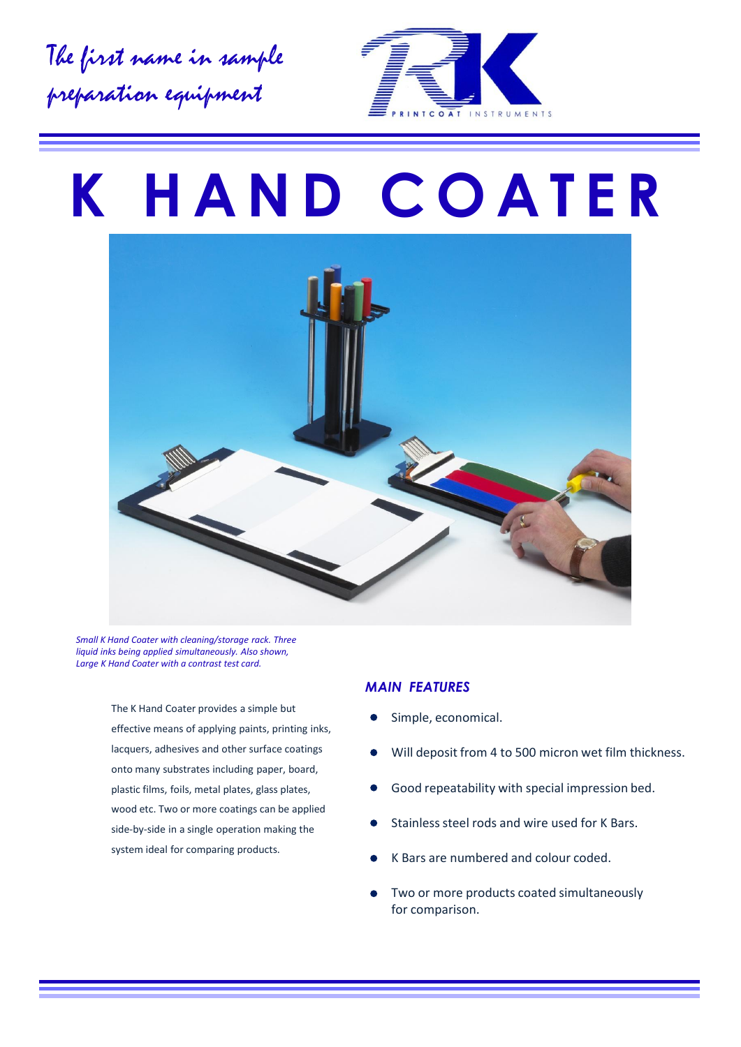*The first name in sample preparation equipment*

PRINTCOAT INSTRUMENTS

# K HAND COATER

*Small K Hand Coater with cleaning/storage rack. Three liquid inks being applied simultaneously. Also shown, Large K Hand Coater with a contrast test card.*

The K Hand Coater provides a simple but effective means of applying paints, printing inks, lacquers, adhesives and other surface coatings onto many substrates including paper, board, plastic films, foils, metal plates, glass plates, wood etc. Two or more coatings can be applied side-by-side in a single operation making the system ideal for comparing products.

## *MAIN FEATURES*

- Simple, economical.
- Will deposit from 4 to 500 micron wet film thickness.
- Good repeatability with special impression bed.
- Stainless steel rods and wire used for K Bars.
- K Bars are numbered and colour coded.
- Two or more products coated simultaneously for comparison.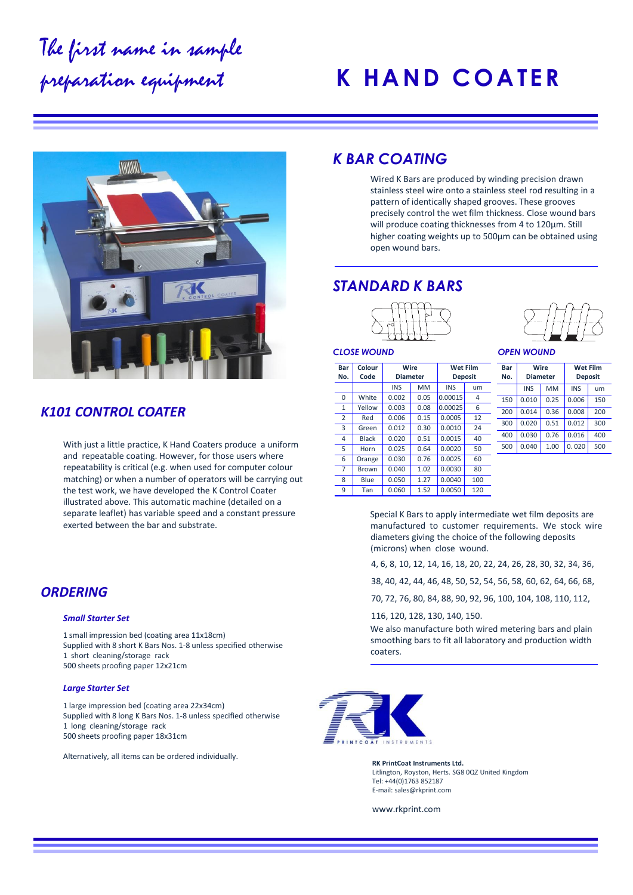The first name in sample preparation equipment

# K HAND COATER

## K BAR COATING

Wired K Bars are produced by winding precision drawn stainless steel wire onto a stainless steel rod resulting in a pattern of identically shaped grooves. These grooves precisely control the wet film thickness. Close wound bars will produce coating thicknesses from 4 to 120µm. Still higher coating weights up to 500µm can be obtained using open wound bars.

## STANDARD K BARS

### CLOSE WOUND

| Bar No. | Colour Code | Wire Diameter | | Wet Film Deposit | |
|---|---|---|---|---|---|
| | | INS | MM | INS | um |
| 0 | White | 0.002 | 0.05 | 0.00015 | 4 |
| 1 | Yellow | 0.003 | 0.08 | 0.00025 | 6 |
| 2 | Red | 0.006 | 0.15 | 0.0005 | 12 |
| 3 | Green | 0.012 | 0.30 | 0.0010 | 24 |
| 4 | Black | 0.020 | 0.51 | 0.0015 | 40 |
| 5 | Horn | 0.025 | 0.64 | 0.0020 | 50 |
| 6 | Orange | 0.030 | 0.76 | 0.0025 | 60 |
| 7 | Brown | 0.040 | 1.02 | 0.0030 | 80 |
| 8 | Blue | 0.050 | 1.27 | 0.0040 | 100 |
| 9 | Tan | 0.060 | 1.52 | 0.0050 | 120 |

### OPEN WOUND

| Bar No. | Wire Diameter | | Wet Film Deposit | |
|---|---|---|---|---|
| | INS | MM | INS | um |
| 150 | 0.010 | 0.25 | 0.006 | 150 |
| 200 | 0.014 | 0.36 | 0.008 | 200 |
| 300 | 0.020 | 0.51 | 0.012 | 300 |
| 400 | 0.030 | 0.76 | 0.016 | 400 |
| 500 | 0.040 | 1.00 | 0. 020 | 500 |

Special K Bars to apply intermediate wet film deposits are manufactured to customer requirements. We stock wire diameters giving the choice of the following deposits (microns) when close wound.

4, 6, 8, 10, 12, 14, 16, 18, 20, 22, 24, 26, 28, 30, 32, 34, 36,

38, 40, 42, 44, 46, 48, 50, 52, 54, 56, 58, 60, 62, 64, 66, 68,

70, 72, 76, 80, 84, 88, 90, 92, 96, 100, 104, 108, 110, 112,

116, 120, 128, 130, 140, 150.

We also manufacture both wired metering bars and plain smoothing bars to fit all laboratory and production width coaters.

## K101 CONTROL COATER

With just a little practice, K Hand Coaters produce a uniform and repeatable coating. However, for those users where repeatability is critical (e.g. when used for computer colour matching) or when a number of operators will be carrying out the test work, we have developed the K Control Coater illustrated above. This automatic machine (detailed on a separate leaflet) has variable speed and a constant pressure exerted between the bar and substrate.

## ORDERING

### Small Starter Set

1 small impression bed (coating area 11x18cm)
Supplied with 8 short K Bars Nos. 1-8 unless specified otherwise
1 short cleaning/storage rack
500 sheets proofing paper 12x21cm

### Large Starter Set

1 large impression bed (coating area 22x34cm)
Supplied with 8 long K Bars Nos. 1-8 unless specified otherwise
1 long cleaning/storage rack
500 sheets proofing paper 18x31cm

Alternatively, all items can be ordered individually.

**RK PrintCoat Instruments Ltd.**
Litlington, Royston, Herts. SG8 0QZ United Kingdom
Tel: +44(0)1763 852187
E-mail: sales@rkprint.com

www.rkprint.com